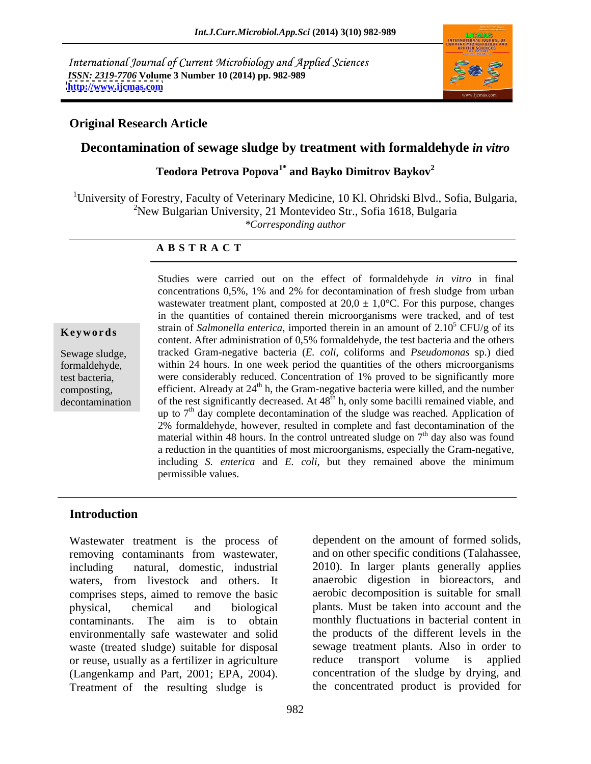International Journal of Current Microbiology and Applied Sciences
*ISSN: 2319-7706* **Volume 3 Number 10 (2014) pp. 982-989**
**http://www.ijcmas.com**

**Original Research Article**

# Decontamination of sewage sludge by treatment with formaldehyde *in vitro*

**Teodora Petrova Popova[1*] and Bayko Dimitrov Baykov[2]**

[1]University of Forestry, Faculty of Veterinary Medicine, 10 Kl. Ohridski Blvd., Sofia, Bulgaria,
[2]New Bulgarian University, 21 Montevideo Str., Sofia 1618, Bulgaria
*\*Corresponding author*

## A B S T R A C T

**Keywords**

Sewage sludge, formaldehyde, test bacteria, composting, decontamination

Studies were carried out on the effect of formaldehyde *in vitro* in final concentrations 0,5%, 1% and 2% for decontamination of fresh sludge from urban wastewater treatment plant, composted at $20{,}0 \pm 1{,}0$°C. For this purpose, changes in the quantities of contained therein microorganisms were tracked, and of test strain of *Salmonella enterica*, imported therein in an amount of $2.10^5$ CFU/g of its content. After administration of 0,5% formaldehyde, the test bacteria and the others tracked Gram-negative bacteria (*E. coli*, coliforms and *Pseudomonas* sp.) died within 24 hours. In one week period the quantities of the others microorganisms were considerably reduced. Concentration of 1% proved to be significantly more efficient. Already at $24^{th}$ h, the Gram-negative bacteria were killed, and the number of the rest significantly decreased. At $48^{th}$ h, only some bacilli remained viable, and up to $7^{th}$ day complete decontamination of the sludge was reached. Application of 2% formaldehyde, however, resulted in complete and fast decontamination of the material within 48 hours. In the control untreated sludge on $7^{th}$ day also was found a reduction in the quantities of most microorganisms, especially the Gram-negative, including *S. enterica* and *E. coli*, but they remained above the minimum permissible values.

## Introduction

Wastewater treatment is the process of removing contaminants from wastewater, including natural, domestic, industrial waters, from livestock and others. It comprises steps, aimed to remove the basic physical, chemical and biological contaminants. The aim is to obtain environmentally safe wastewater and solid waste (treated sludge) suitable for disposal or reuse, usually as a fertilizer in agriculture (Langenkamp and Part, 2001; EPA, 2004). Treatment of the resulting sludge is dependent on the amount of formed solids, and on other specific conditions (Talahassee, 2010). In larger plants generally applies anaerobic digestion in bioreactors, and aerobic decomposition is suitable for small plants. Must be taken into account and the monthly fluctuations in bacterial content in the products of the different levels in the sewage treatment plants. Also in order to reduce transport volume is applied concentration of the sludge by drying, and the concentrated product is provided for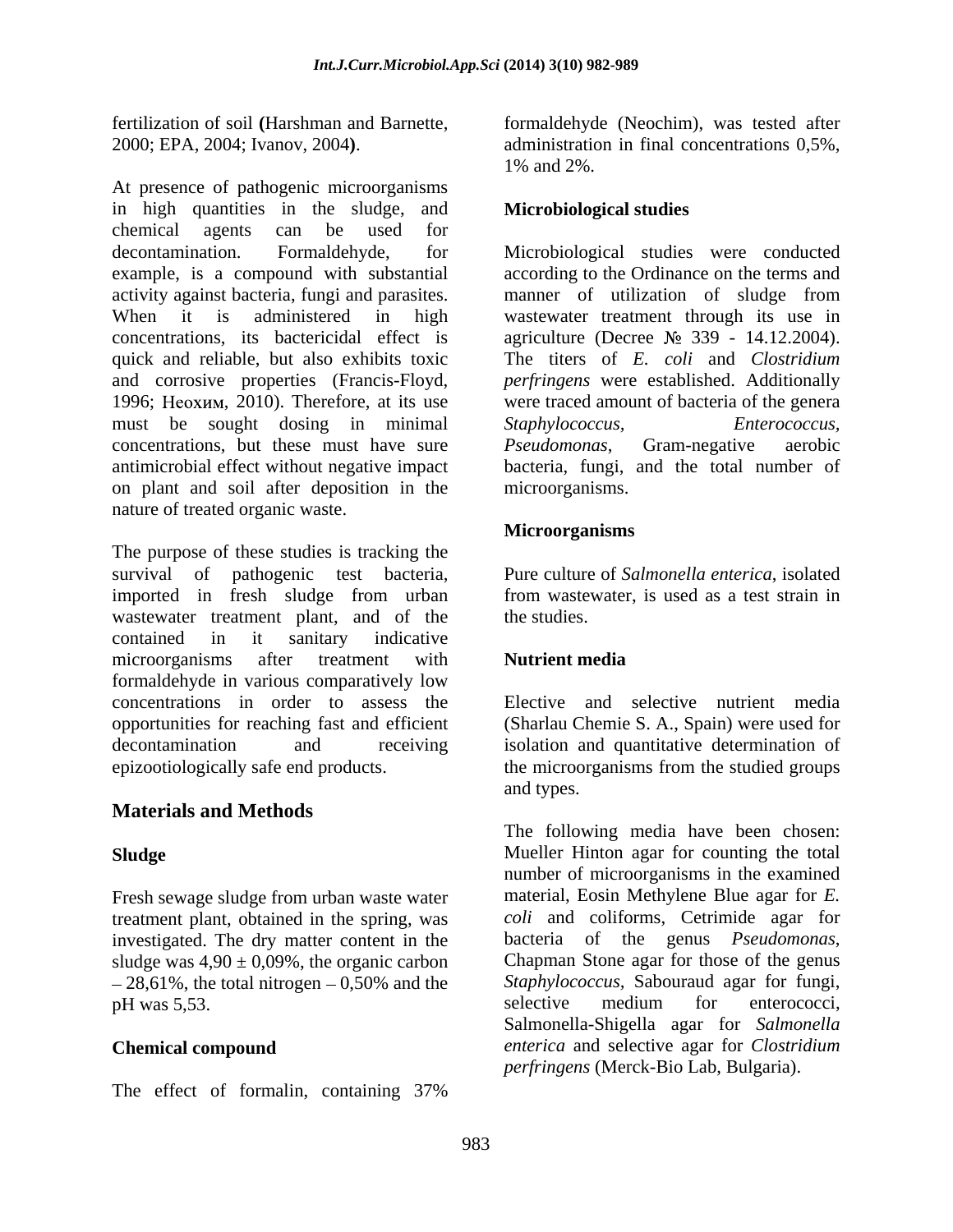fertilization of soil (Harshman and Barnette, 2000; EPA, 2004; Ivanov, 2004).

At presence of pathogenic microorganisms in high quantities in the sludge, and chemical agents can be used for decontamination. Formaldehyde, for example, is a compound with substantial activity against bacteria, fungi and parasites. When it is administered in high concentrations, its bactericidal effect is quick and reliable, but also exhibits toxic and corrosive properties (Francis-Floyd, 1996; Неохим, 2010). Therefore, at its use must be sought dosing in minimal concentrations, but these must have sure antimicrobial effect without negative impact on plant and soil after deposition in the nature of treated organic waste.

The purpose of these studies is tracking the survival of pathogenic test bacteria, imported in fresh sludge from urban wastewater treatment plant, and of the contained in it sanitary indicative microorganisms after treatment with formaldehyde in various comparatively low concentrations in order to assess the opportunities for reaching fast and efficient decontamination and receiving epizootiologically safe end products.

## Materials and Methods

### Sludge

Fresh sewage sludge from urban waste water treatment plant, obtained in the spring, was investigated. The dry matter content in the sludge was $4{,}90 \pm 0{,}09\%$, the organic carbon – 28,61%, the total nitrogen – 0,50% and the pH was 5,53.

### Chemical compound

The effect of formalin, containing 37% formaldehyde (Neochim), was tested after administration in final concentrations 0,5%, 1% and 2%.

### Microbiological studies

Microbiological studies were conducted according to the Ordinance on the terms and manner of utilization of sludge from wastewater treatment through its use in agriculture (Decree № 339 - 14.12.2004). The titers of *E. coli* and *Clostridium perfringens* were established. Additionally were traced amount of bacteria of the genera *Staphylococcus, Enterococcus, Pseudomonas*, Gram-negative aerobic bacteria, fungi, and the total number of microorganisms.

### Microorganisms

Pure culture of *Salmonella enterica*, isolated from wastewater, is used as a test strain in the studies.

### Nutrient media

Elective and selective nutrient media (Sharlau Chemie S. A., Spain) were used for isolation and quantitative determination of the microorganisms from the studied groups and types.

The following media have been chosen: Mueller Hinton agar for counting the total number of microorganisms in the examined material, Eosin Methylene Blue agar for *E. coli* and coliforms, Cetrimide agar for bacteria of the genus *Pseudomonas*, Chapman Stone agar for those of the genus *Staphylococcus,* Sabouraud agar for fungi, selective medium for enterococci, Salmonella-Shigella agar for *Salmonella enterica* and selective agar for *Clostridium perfringens* (Merck-Bio Lab, Bulgaria).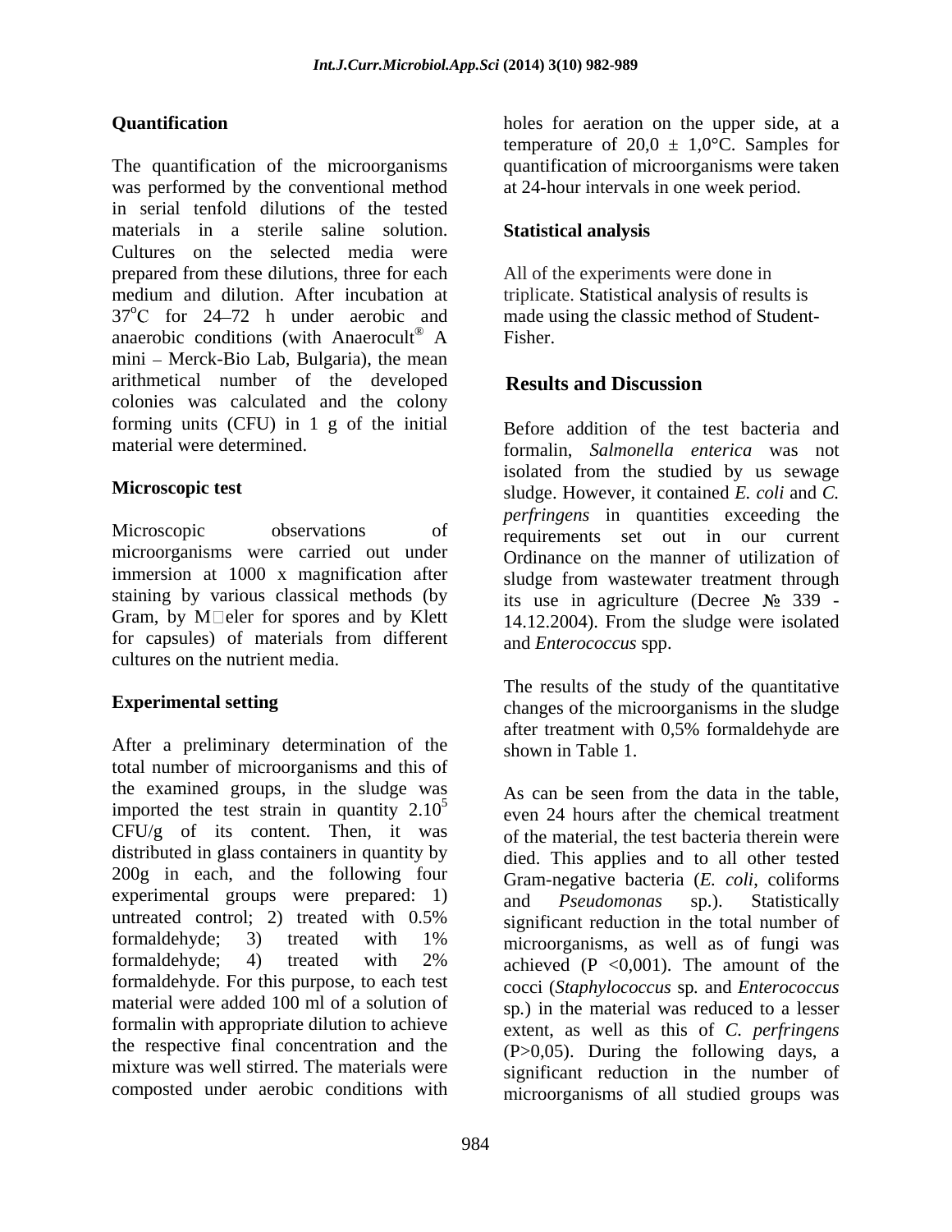### Quantification

The quantification of the microorganisms was performed by the conventional method in serial tenfold dilutions of the tested materials in a sterile saline solution. Cultures on the selected media were prepared from these dilutions, three for each medium and dilution. After incubation at $37^oC$ for 24–72 h under aerobic and anaerobic conditions (with Anaerocult® A mini – Merck-Bio Lab, Bulgaria), the mean arithmetical number of the developed colonies was calculated and the colony forming units (CFU) in 1 g of the initial material were determined.

### Microscopic test

Microscopic observations of microorganisms were carried out under immersion at 1000 x magnification after staining by various classical methods (by Gram, by M□eler for spores and by Klett for capsules) of materials from different cultures on the nutrient media.

### Experimental setting

After a preliminary determination of the total number of microorganisms and this of the examined groups, in the sludge was imported the test strain in quantity $2.10^5$ CFU/g of its content. Then, it was distributed in glass containers in quantity by 200g in each, and the following four experimental groups were prepared: 1) untreated control; 2) treated with 0.5% formaldehyde; 3) treated with 1% formaldehyde; 4) treated with 2% formaldehyde. For this purpose, to each test material were added 100 ml of a solution of formalin with appropriate dilution to achieve the respective final concentration and the mixture was well stirred. The materials were composted under aerobic conditions with holes for aeration on the upper side, at a temperature of $20,0 \pm 1,0°C$. Samples for quantification of microorganisms were taken at 24-hour intervals in one week period.

### Statistical analysis

All of the experiments were done in triplicate. Statistical analysis of results is made using the classic method of Student-Fisher.

## Results and Discussion

Before addition of the test bacteria and formalin, *Salmonella enterica* was not isolated from the studied by us sewage sludge. However, it contained *E. coli* and *C. perfringens* in quantities exceeding the requirements set out in our current Ordinance on the manner of utilization of sludge from wastewater treatment through its use in agriculture (Decree № 339 - 14.12.2004). From the sludge were isolated and *Enterococcus* spp.

The results of the study of the quantitative changes of the microorganisms in the sludge after treatment with 0,5% formaldehyde are shown in Table 1.

As can be seen from the data in the table, even 24 hours after the chemical treatment of the material, the test bacteria therein were died. This applies and to all other tested Gram-negative bacteria (*E. coli*, coliforms and *Pseudomonas* sp.). Statistically significant reduction in the total number of microorganisms, as well as of fungi was achieved ($P < 0,001$). The amount of the cocci (*Staphylococcus* sp*.* and *Enterococcus* sp.) in the material was reduced to a lesser extent, as well as this of *C. perfringens* ($P > 0,05$). During the following days, a significant reduction in the number of microorganisms of all studied groups was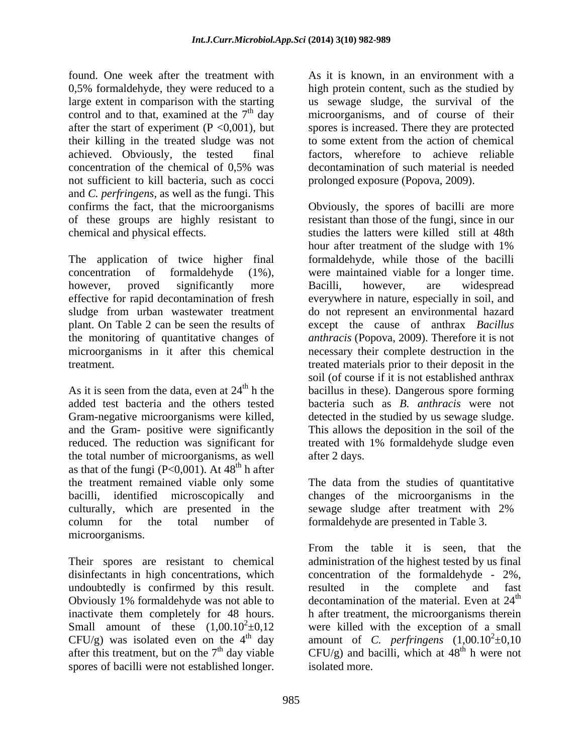found. One week after the treatment with 0,5% formaldehyde, they were reduced to a large extent in comparison with the starting control and to that, examined at the $7^{th}$ day after the start of experiment ($P < 0{,}001$), but their killing in the treated sludge was not achieved. Obviously, the tested final concentration of the chemical of 0,5% was not sufficient to kill bacteria, such as cocci and *C. perfringens*, as well as the fungi. This confirms the fact, that the microorganisms of these groups are highly resistant to chemical and physical effects.

The application of twice higher final concentration of formaldehyde (1%), however, proved significantly more effective for rapid decontamination of fresh sludge from urban wastewater treatment plant. On Table 2 can be seen the results of the monitoring of quantitative changes of microorganisms in it after this chemical treatment.

As it is seen from the data, even at $24^{th}$ h the added test bacteria and the others tested Gram-negative microorganisms were killed, and the Gram- positive were significantly reduced. The reduction was significant for the total number of microorganisms, as well as that of the fungi ($P<0{,}001$). At $48^{th}$ h after the treatment remained viable only some bacilli, identified microscopically and culturally, which are presented in the column for the total number of microorganisms.

Their spores are resistant to chemical disinfectants in high concentrations, which undoubtedly is confirmed by this result. Obviously 1% formaldehyde was not able to inactivate them completely for 48 hours. Small amount of these ($1{,}00.10^2 \pm 0{,}12$ CFU/g) was isolated even on the $4^{th}$ day after this treatment, but on the $7^{th}$ day viable spores of bacilli were not established longer.

As it is known, in an environment with a high protein content, such as the studied by us sewage sludge, the survival of the microorganisms, and of course of their spores is increased. There they are protected to some extent from the action of chemical factors, wherefore to achieve reliable decontamination of such material is needed prolonged exposure (Popova, 2009).

Obviously, the spores of bacilli are more resistant than those of the fungi, since in our studies the latters were killed still at 48th hour after treatment of the sludge with 1% formaldehyde, while those of the bacilli were maintained viable for a longer time. Bacilli, however, are widespread everywhere in nature, especially in soil, and do not represent an environmental hazard except the cause of anthrax *Bacillus anthracis* (Popova, 2009). Therefore it is not necessary their complete destruction in the treated materials prior to their deposit in the soil (of course if it is not established anthrax bacillus in these). Dangerous spore forming bacteria such as *B. anthracis* were not detected in the studied by us sewage sludge. This allows the deposition in the soil of the treated with 1% formaldehyde sludge even after 2 days.

The data from the studies of quantitative changes of the microorganisms in the sewage sludge after treatment with 2% formaldehyde are presented in Table 3.

From the table it is seen, that the administration of the highest tested by us final concentration of the formaldehyde - 2%, resulted in the complete and fast decontamination of the material. Even at $24^{th}$ h after treatment, the microorganisms therein were killed with the exception of a small amount of *C. perfringens* ($1{,}00.10^2 \pm 0{,}10$ CFU/g) and bacilli, which at $48^{th}$ h were not isolated more.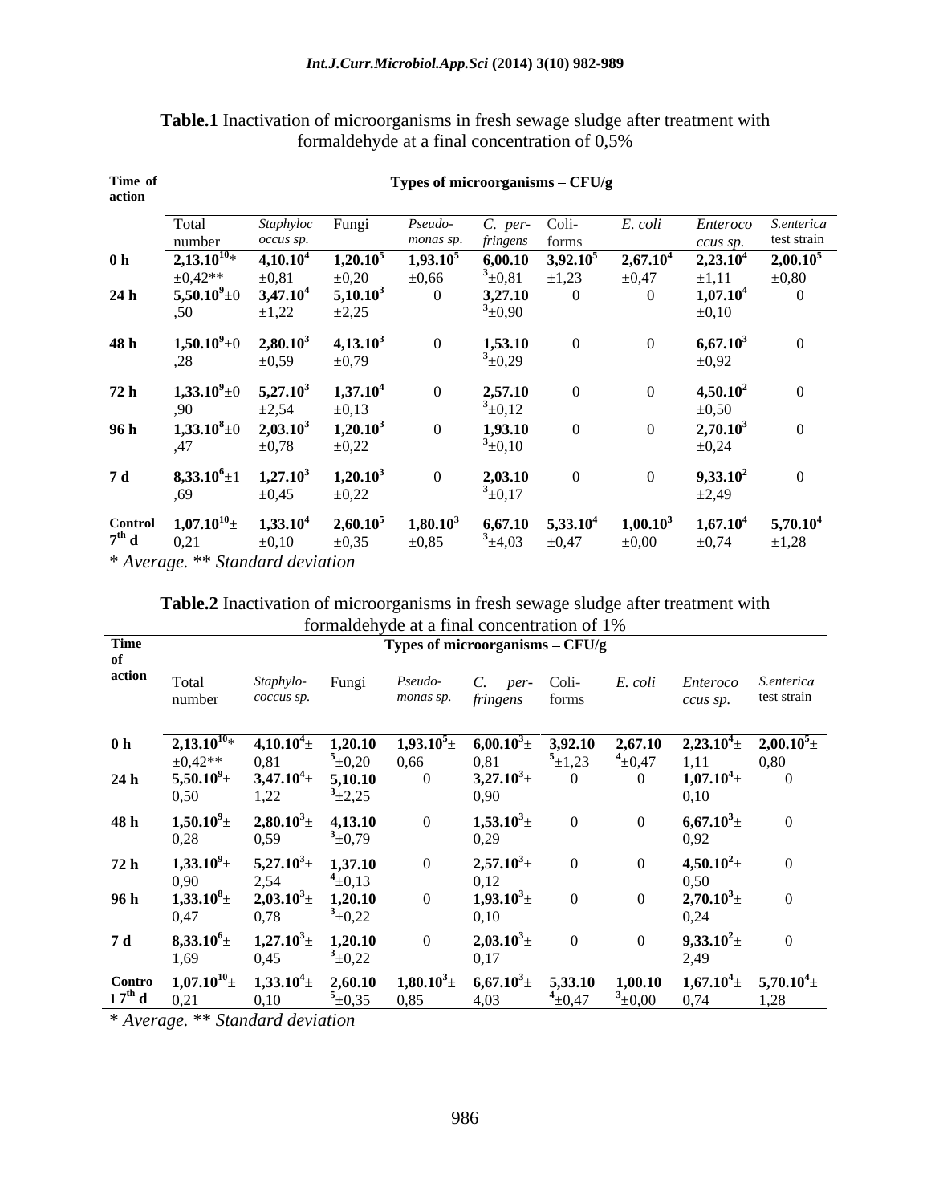**Table.1** Inactivation of microorganisms in fresh sewage sludge after treatment with formaldehyde at a final concentration of 0,5%

| Time of action | Types of microorganisms – CFU/g | | | | | | | | |
|---|---|---|---|---|---|---|---|---|---|
| | Total number | *Staphylococcus sp.* | Fungi | *Pseudomonas sp.* | *C. perfringens* | Coli-forms | *E. coli* | *Enterococcus sp.* | *S.enterica* test strain |
| **0 h** | **$2,13.10^{10}$*** ±0,42** | **$4,10.10^{4}$** ±0,81 | **$1,20.10^{5}$** ±0,20 | **$1,93.10^{5}$** ±0,66 | **$6,00.10^{3}$** ±0,81 | **$3,92.10^{5}$** ±1,23 | **$2,67.10^{4}$** ±0,47 | **$2,23.10^{4}$** ±1,11 | **$2,00.10^{5}$** ±0,80 |
| **24 h** | **$5,50.10^{9}$**±0,50 | **$3,47.10^{4}$** ±1,22 | **$5,10.10^{3}$** ±2,25 | 0 | **$3,27.10^{3}$**±0,90 | 0 | 0 | **$1,07.10^{4}$** ±0,10 | 0 |
| **48 h** | **$1,50.10^{9}$**±0,28 | **$2,80.10^{3}$** ±0,59 | **$4,13.10^{3}$** ±0,79 | 0 | **$1,53.10^{3}$**±0,29 | 0 | 0 | **$6,67.10^{3}$** ±0,92 | 0 |
| **72 h** | **$1,33.10^{9}$**±0,90 | **$5,27.10^{3}$** ±2,54 | **$1,37.10^{4}$** ±0,13 | 0 | **$2,57.10^{3}$**±0,12 | 0 | 0 | **$4,50.10^{2}$** ±0,50 | 0 |
| **96 h** | **$1,33.10^{8}$**±0,47 | **$2,03.10^{3}$** ±0,78 | **$1,20.10^{3}$** ±0,22 | 0 | **$1,93.10^{3}$**±0,10 | 0 | 0 | **$2,70.10^{3}$** ±0,24 | 0 |
| **7 d** | **$8,33.10^{6}$**±1,69 | **$1,27.10^{3}$** ±0,45 | **$1,20.10^{3}$** ±0,22 | 0 | **$2,03.10^{3}$**±0,17 | 0 | 0 | **$9,33.10^{2}$** ±2,49 | 0 |
| **Control 7th d** | **$1,07.10^{10}$**± 0,21 | **$1,33.10^{4}$** ±0,10 | **$2,60.10^{5}$** ±0,35 | **$1,80.10^{3}$** ±0,85 | **$6,67.10^{3}$**±4,03 | **$5,33.10^{4}$** ±0,47 | **$1,00.10^{3}$** ±0,00 | **$1,67.10^{4}$** ±0,74 | **$5,70.10^{4}$** ±1,28 |

*\* Average. \*\* Standard deviation*

**Table.2** Inactivation of microorganisms in fresh sewage sludge after treatment with formaldehyde at a final concentration of 1%

| Time of action | Types of microorganisms – CFU/g | | | | | | | | |
|---|---|---|---|---|---|---|---|---|---|
| | Total number | *Staphylococcus sp.* | Fungi | *Pseudomonas sp.* | *C. perfringens* | Coli-forms | *E. coli* | *Enterococcus sp.* | *S.enterica* test strain |
| **0 h** | **$2,13.10^{10}$*** ±0,42** | **$4,10.10^{4}$**± 0,81 | **$1,20.10^{5}$**±0,20 | **$1,93.10^{5}$**± 0,66 | **$6,00.10^{3}$**± 0,81 | **$3,92.10^{5}$**±1,23 | **$2,67.10^{4}$**±0,47 | **$2,23.10^{4}$**± 1,11 | **$2,00.10^{5}$**± 0,80 |
| **24 h** | **$5,50.10^{9}$**± 0,50 | **$3,47.10^{4}$**± 1,22 | **$5,10.10^{3}$**±2,25 | 0 | **$3,27.10^{3}$**± 0,90 | 0 | 0 | **$1,07.10^{4}$**± 0,10 | 0 |
| **48 h** | **$1,50.10^{9}$**± 0,28 | **$2,80.10^{3}$**± 0,59 | **$4,13.10^{3}$**±0,79 | 0 | **$1,53.10^{3}$**± 0,29 | 0 | 0 | **$6,67.10^{3}$**± 0,92 | 0 |
| **72 h** | **$1,33.10^{9}$**± 0,90 | **$5,27.10^{3}$**± 2,54 | **$1,37.10^{4}$**±0,13 | 0 | **$2,57.10^{3}$**± 0,12 | 0 | 0 | **$4,50.10^{2}$**± 0,50 | 0 |
| **96 h** | **$1,33.10^{8}$**± 0,47 | **$2,03.10^{3}$**± 0,78 | **$1,20.10^{3}$**±0,22 | 0 | **$1,93.10^{3}$**± 0,10 | 0 | 0 | **$2,70.10^{3}$**± 0,24 | 0 |
| **7 d** | **$8,33.10^{6}$**± 1,69 | **$1,27.10^{3}$**± 0,45 | **$1,20.10^{3}$**±0,22 | 0 | **$2,03.10^{3}$**± 0,17 | 0 | 0 | **$9,33.10^{2}$**± 2,49 | 0 |
| **Control 7th d** | **$1,07.10^{10}$**± 0,21 | **$1,33.10^{4}$**± 0,10 | **$2,60.10^{5}$**±0,35 | **$1,80.10^{3}$**± 0,85 | **$6,67.10^{3}$**± 4,03 | **$5,33.10^{4}$**±0,47 | **$1,00.10^{3}$**±0,00 | **$1,67.10^{4}$**± 0,74 | **$5,70.10^{4}$**± 1,28 |

*\* Average. \*\* Standard deviation*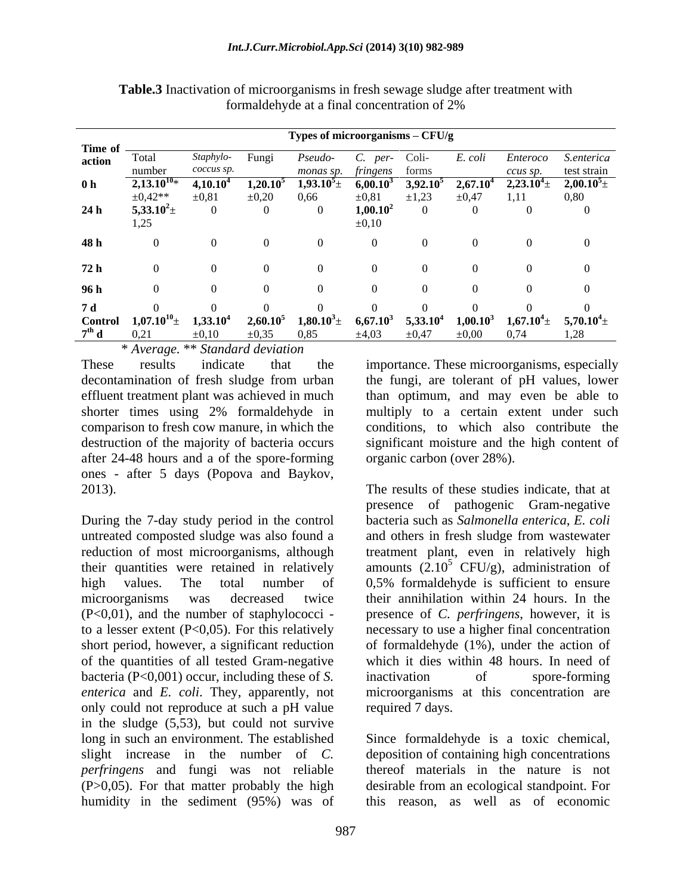**Table.3** Inactivation of microorganisms in fresh sewage sludge after treatment with formaldehyde at a final concentration of 2%

| Time of action | Types of microorganisms – CFU/g | | | | | | | | |
|---|---|---|---|---|---|---|---|---|---|
| | Total number | *Staphylo-coccus sp.* | Fungi | *Pseudo-monas sp.* | *C. per-fringens* | Coli-forms | *E. coli* | *Enteroco ccus sp.* | *S.enterica* test strain |
| **0 h** | **$2,13.10^{10}$*** ±0,42** | **$4,10.10^4$** ±0,81 | **$1,20.10^5$** ±0,20 | **$1,93.10^5$**± 0,66 | **$6,00.10^3$** ±0,81 | **$3,92.10^5$** ±1,23 | **$2,67.10^4$** ±0,47 | **$2,23.10^4$**± 1,11 | **$2,00.10^5$**± 0,80 |
| **24 h** | **$5,33.10^2$**± 1,25 | 0 | 0 | 0 | **$1,00.10^2$** ±0,10 | 0 | 0 | 0 | 0 |
| **48 h** | 0 | 0 | 0 | 0 | 0 | 0 | 0 | 0 | 0 |
| **72 h** | 0 | 0 | 0 | 0 | 0 | 0 | 0 | 0 | 0 |
| **96 h** | 0 | 0 | 0 | 0 | 0 | 0 | 0 | 0 | 0 |
| **7 d** | 0 | 0 | 0 | 0 | 0 | 0 | 0 | 0 | 0 |
| **Control 7th d** | **$1,07.10^{10}$**± 0,21 | **$1,33.10^4$** ±0,10 | **$2,60.10^5$** ±0,35 | **$1,80.10^3$**± 0,85 | **$6,67.10^3$** ±4,03 | **$5,33.10^4$** ±0,47 | **$1,00.10^3$** ±0,00 | **$1,67.10^4$**± 0,74 | **$5,70.10^4$**± 1,28 |

\* *Average.* ** *Standard deviation*

These results indicate that the decontamination of fresh sludge from urban effluent treatment plant was achieved in much shorter times using 2% formaldehyde in comparison to fresh cow manure, in which the destruction of the majority of bacteria occurs after 24-48 hours and a of the spore-forming ones - after 5 days (Popova and Baykov, 2013).

During the 7-day study period in the control untreated composted sludge was also found a reduction of most microorganisms, although their quantities were retained in relatively high values. The total number of microorganisms was decreased twice ($P<0,01$), and the number of staphylococci - to a lesser extent ($P<0,05$). For this relatively short period, however, a significant reduction of the quantities of all tested Gram-negative bacteria ($P<0,001$) occur, including these of *S. enterica* and *E. coli*. They, apparently, not only could not reproduce at such a pH value in the sludge (5,53), but could not survive long in such an environment. The established slight increase in the number of *C. perfringens* and fungi was not reliable ($P>0,05$). For that matter probably the high humidity in the sediment (95%) was of importance. These microorganisms, especially the fungi, are tolerant of pH values, lower than optimum, and may even be able to multiply to a certain extent under such conditions, to which also contribute the significant moisture and the high content of organic carbon (over 28%).

The results of these studies indicate, that at presence of pathogenic Gram-negative bacteria such as *Salmonella enterica, E. coli* and others in fresh sludge from wastewater treatment plant, even in relatively high amounts ($2.10^5$ CFU/g), administration of 0,5% formaldehyde is sufficient to ensure their annihilation within 24 hours. In the presence of *C. perfringens*, however, it is necessary to use a higher final concentration of formaldehyde (1%), under the action of which it dies within 48 hours. In need of inactivation of spore-forming microorganisms at this concentration are required 7 days.

Since formaldehyde is a toxic chemical, deposition of containing high concentrations thereof materials in the nature is not desirable from an ecological standpoint. For this reason, as well as of economic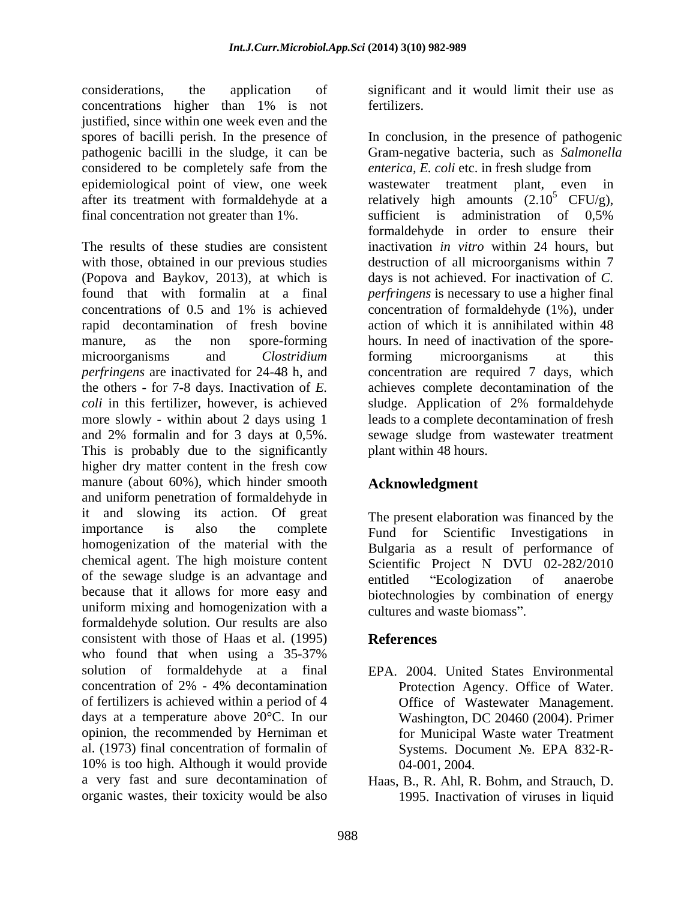considerations, the application of concentrations higher than 1% is not justified, since within one week even and the spores of bacilli perish. In the presence of pathogenic bacilli in the sludge, it can be considered to be completely safe from the epidemiological point of view, one week after its treatment with formaldehyde at a final concentration not greater than 1%.

The results of these studies are consistent with those, obtained in our previous studies (Popova and Baykov, 2013), at which is found that with formalin at a final concentrations of 0.5 and 1% is achieved rapid decontamination of fresh bovine manure, as the non spore-forming microorganisms and *Clostridium perfringens* are inactivated for 24-48 h, and the others - for 7-8 days. Inactivation of *E. coli* in this fertilizer, however, is achieved more slowly - within about 2 days using 1 and 2% formalin and for 3 days at 0,5%. This is probably due to the significantly higher dry matter content in the fresh cow manure (about 60%), which hinder smooth and uniform penetration of formaldehyde in it and slowing its action. Of great importance is also the complete homogenization of the material with the chemical agent. The high moisture content of the sewage sludge is an advantage and because that it allows for more easy and uniform mixing and homogenization with a formaldehyde solution. Our results are also consistent with those of Haas et al. (1995) who found that when using a 35-37% solution of formaldehyde at a final concentration of 2% - 4% decontamination of fertilizers is achieved within a period of 4 days at a temperature above 20°C. In our opinion, the recommended by Herniman et al. (1973) final concentration of formalin of 10% is too high. Although it would provide a very fast and sure decontamination of organic wastes, their toxicity would be also significant and it would limit their use as fertilizers.

In conclusion, in the presence of pathogenic Gram-negative bacteria, such as *Salmonella enterica, E. coli* etc. in fresh sludge from wastewater treatment plant, even in relatively high amounts ($2.10^5$ CFU/g), sufficient is administration of 0,5% formaldehyde in order to ensure their inactivation *in vitro* within 24 hours, but destruction of all microorganisms within 7 days is not achieved. For inactivation of *C. perfringens* is necessary to use a higher final concentration of formaldehyde (1%), under action of which it is annihilated within 48 hours. In need of inactivation of the spore-forming microorganisms at this concentration are required 7 days, which achieves complete decontamination of the sludge. Application of 2% formaldehyde leads to a complete decontamination of fresh sewage sludge from wastewater treatment plant within 48 hours.

## Acknowledgment

The present elaboration was financed by the Fund for Scientific Investigations in Bulgaria as a result of performance of Scientific Project N DVU 02-282/2010 entitled "Ecologization of anaerobe biotechnologies by combination of energy cultures and waste biomass".

## References

EPA. 2004. United States Environmental Protection Agency. Office of Water. Office of Wastewater Management. Washington, DC 20460 (2004). Primer for Municipal Waste water Treatment Systems. Document №. EPA 832-R-04-001, 2004.

Haas, B., R. Ahl, R. Bohm, and Strauch, D. 1995. Inactivation of viruses in liquid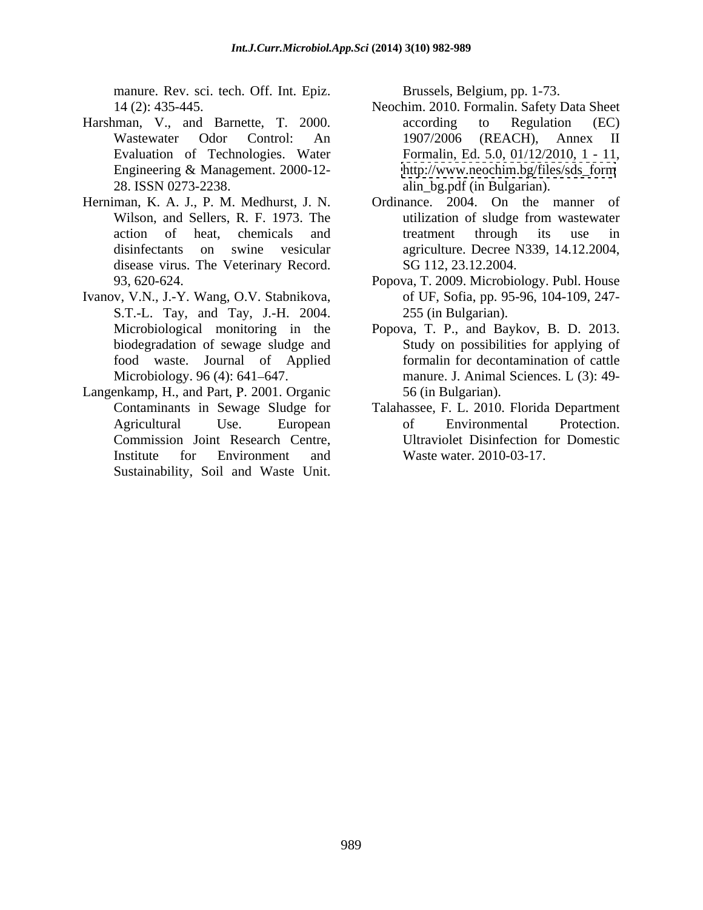manure. Rev. sci. tech. Off. Int. Epiz. 14 (2): 435-445.

Harshman, V., and Barnette, T. 2000. Wastewater Odor Control: An Evaluation of Technologies. Water Engineering & Management. 2000-12-28. ISSN 0273-2238.

Herniman, K. A. J., P. M. Medhurst, J. N. Wilson, and Sellers, R. F. 1973. The action of heat, chemicals and disinfectants on swine vesicular disease virus. The Veterinary Record. 93, 620-624.

Ivanov, V.N., J.-Y. Wang, O.V. Stabnikova, S.T.-L. Tay, and Tay, J.-H. 2004. Microbiological monitoring in the biodegradation of sewage sludge and food waste. Journal of Applied Microbiology. 96 (4): 641–647.

Langenkamp, H., and Part, P. 2001. Organic Contaminants in Sewage Sludge for Agricultural Use. European Commission Joint Research Centre, Institute for Environment and Sustainability, Soil and Waste Unit. Brussels, Belgium, pp. 1-73.

Neochim. 2010. Formalin. Safety Data Sheet according to Regulation (EC) 1907/2006 (REACH), Annex II Formalin, Ed. 5.0, 01/12/2010, 1 - 11, http://www.neochim.bg/files/sds_formalin_bg.pdf (in Bulgarian).

Ordinance. 2004. On the manner of utilization of sludge from wastewater treatment through its use in agriculture. Decree N339, 14.12.2004, SG 112, 23.12.2004.

Popova, T. 2009. Microbiology. Publ. House of UF, Sofia, pp. 95-96, 104-109, 247-255 (in Bulgarian).

Popova, T. P., and Baykov, B. D. 2013. Study on possibilities for applying of formalin for decontamination of cattle manure. J. Animal Sciences. L (3): 49-56 (in Bulgarian).

Talahassee, F. L. 2010. Florida Department of Environmental Protection. Ultraviolet Disinfection for Domestic Waste water. 2010-03-17.